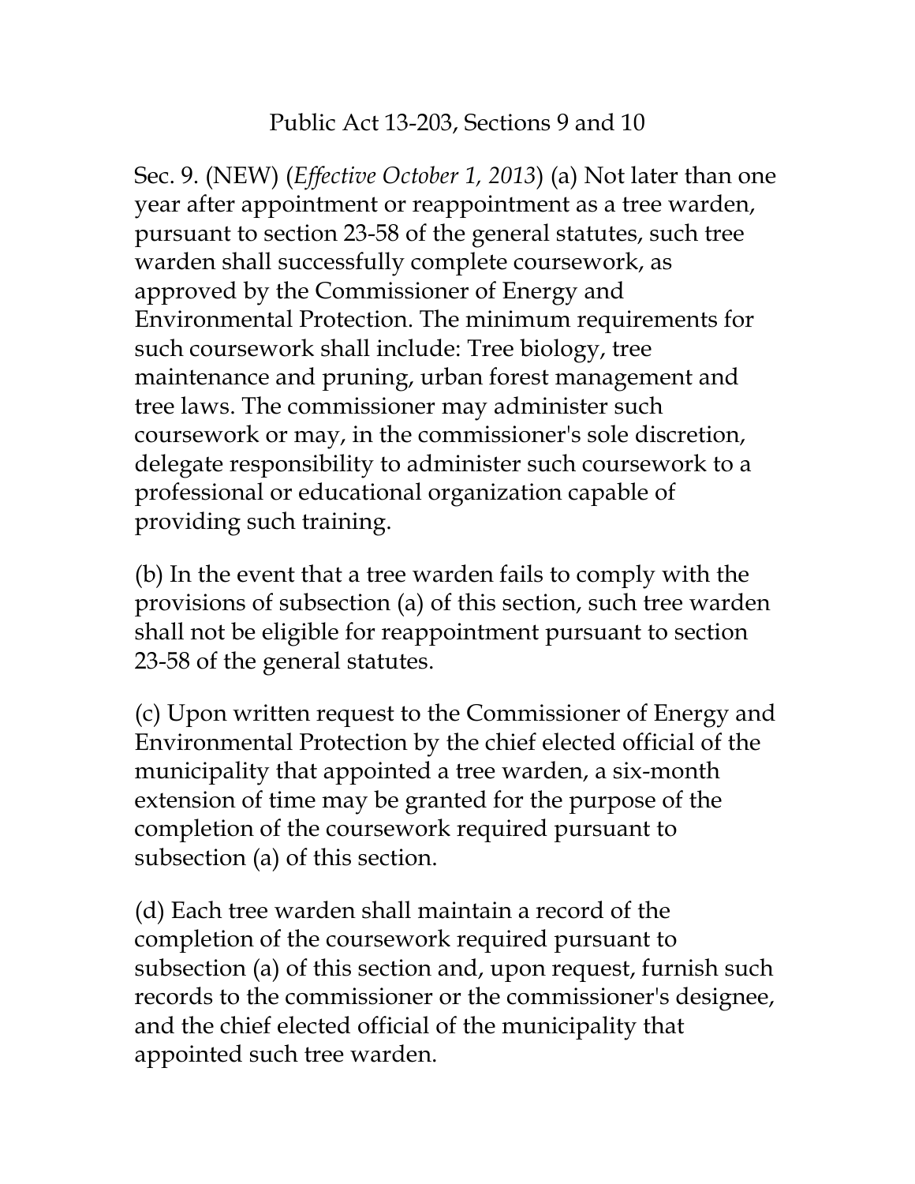# Public Act 13-203, Sections 9 and 10

Sec. 9. (NEW) (*Effective October 1, 2013*) (a) Not later than one year after appointment or reappointment as a tree warden, pursuant to section 23-58 of the general statutes, such tree warden shall successfully complete coursework, as approved by the Commissioner of Energy and Environmental Protection. The minimum requirements for such coursework shall include: Tree biology, tree maintenance and pruning, urban forest management and tree laws. The commissioner may administer such coursework or may, in the commissioner's sole discretion, delegate responsibility to administer such coursework to a professional or educational organization capable of providing such training.

(b) In the event that a tree warden fails to comply with the provisions of subsection (a) of this section, such tree warden shall not be eligible for reappointment pursuant to section 23-58 of the general statutes.

(c) Upon written request to the Commissioner of Energy and Environmental Protection by the chief elected official of the municipality that appointed a tree warden, a six-month extension of time may be granted for the purpose of the completion of the coursework required pursuant to subsection (a) of this section.

(d) Each tree warden shall maintain a record of the completion of the coursework required pursuant to subsection (a) of this section and, upon request, furnish such records to the commissioner or the commissioner's designee, and the chief elected official of the municipality that appointed such tree warden.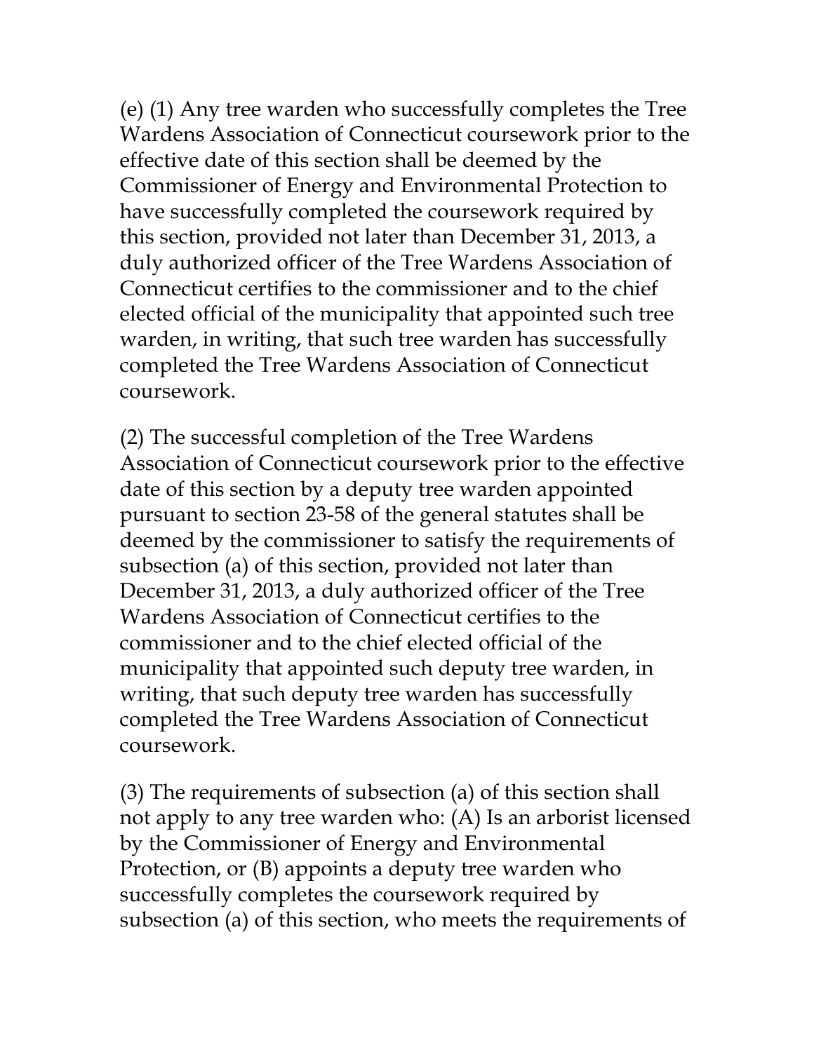(e) (1) Any tree warden who successfully completes the Tree Wardens Association of Connecticut coursework prior to the effective date of this section shall be deemed by the Commissioner of Energy and Environmental Protection to have successfully completed the coursework required by this section, provided not later than December 31, 2013, a duly authorized officer of the Tree Wardens Association of Connecticut certifies to the commissioner and to the chief elected official of the municipality that appointed such tree warden, in writing, that such tree warden has successfully completed the Tree Wardens Association of Connecticut coursework.

(2) The successful completion of the Tree Wardens Association of Connecticut coursework prior to the effective date of this section by a deputy tree warden appointed pursuant to section 23-58 of the general statutes shall be deemed by the commissioner to satisfy the requirements of subsection (a) of this section, provided not later than December 31, 2013, a duly authorized officer of the Tree Wardens Association of Connecticut certifies to the commissioner and to the chief elected official of the municipality that appointed such deputy tree warden, in writing, that such deputy tree warden has successfully completed the Tree Wardens Association of Connecticut coursework.

(3) The requirements of subsection (a) of this section shall not apply to any tree warden who: (A) Is an arborist licensed by the Commissioner of Energy and Environmental Protection, or (B) appoints a deputy tree warden who successfully completes the coursework required by subsection (a) of this section, who meets the requirements of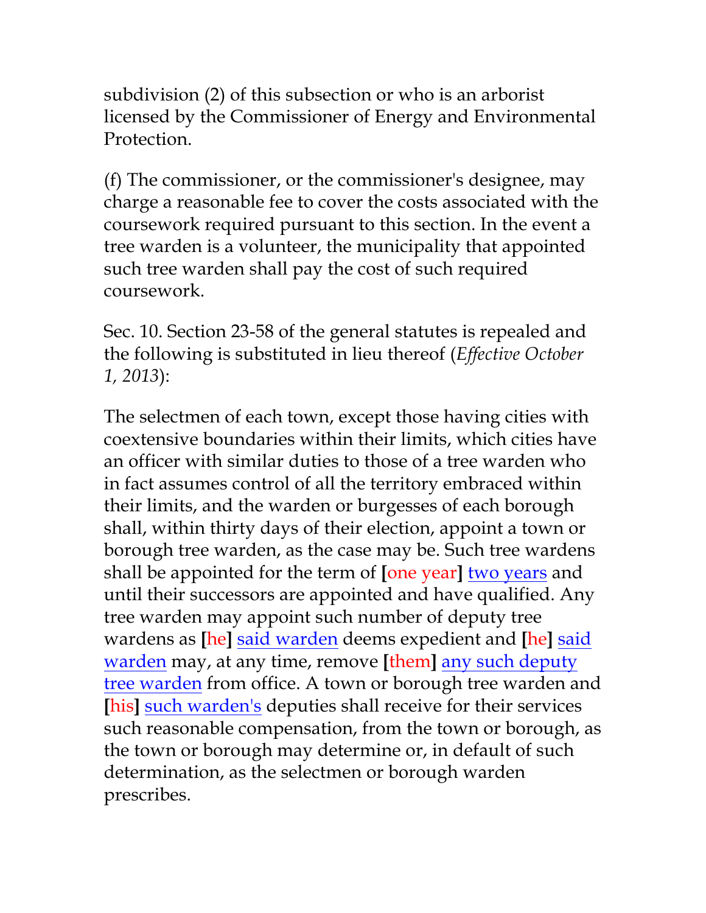subdivision (2) of this subsection or who is an arborist licensed by the Commissioner of Energy and Environmental Protection.

(f) The commissioner, or the commissioner's designee, may charge a reasonable fee to cover the costs associated with the coursework required pursuant to this section. In the event a tree warden is a volunteer, the municipality that appointed such tree warden shall pay the cost of such required coursework.

Sec. 10. Section 23-58 of the general statutes is repealed and the following is substituted in lieu thereof (*Effective October 1, 2013*):

The selectmen of each town, except those having cities with coextensive boundaries within their limits, which cities have an officer with similar duties to those of a tree warden who in fact assumes control of all the territory embraced within their limits, and the warden or burgesses of each borough shall, within thirty days of their election, appoint a town or borough tree warden, as the case may be. Such tree wardens shall be appointed for the term of [one year] <u>two years</u> and until their successors are appointed and have qualified. Any tree warden may appoint such number of deputy tree wardens as [he] <u>said warden</u> deems expedient and [he] <u>said warden</u> may, at any time, remove [them] <u>any such deputy tree warden</u> from office. A town or borough tree warden and [his] <u>such warden's</u> deputies shall receive for their services such reasonable compensation, from the town or borough, as the town or borough may determine or, in default of such determination, as the selectmen or borough warden prescribes.